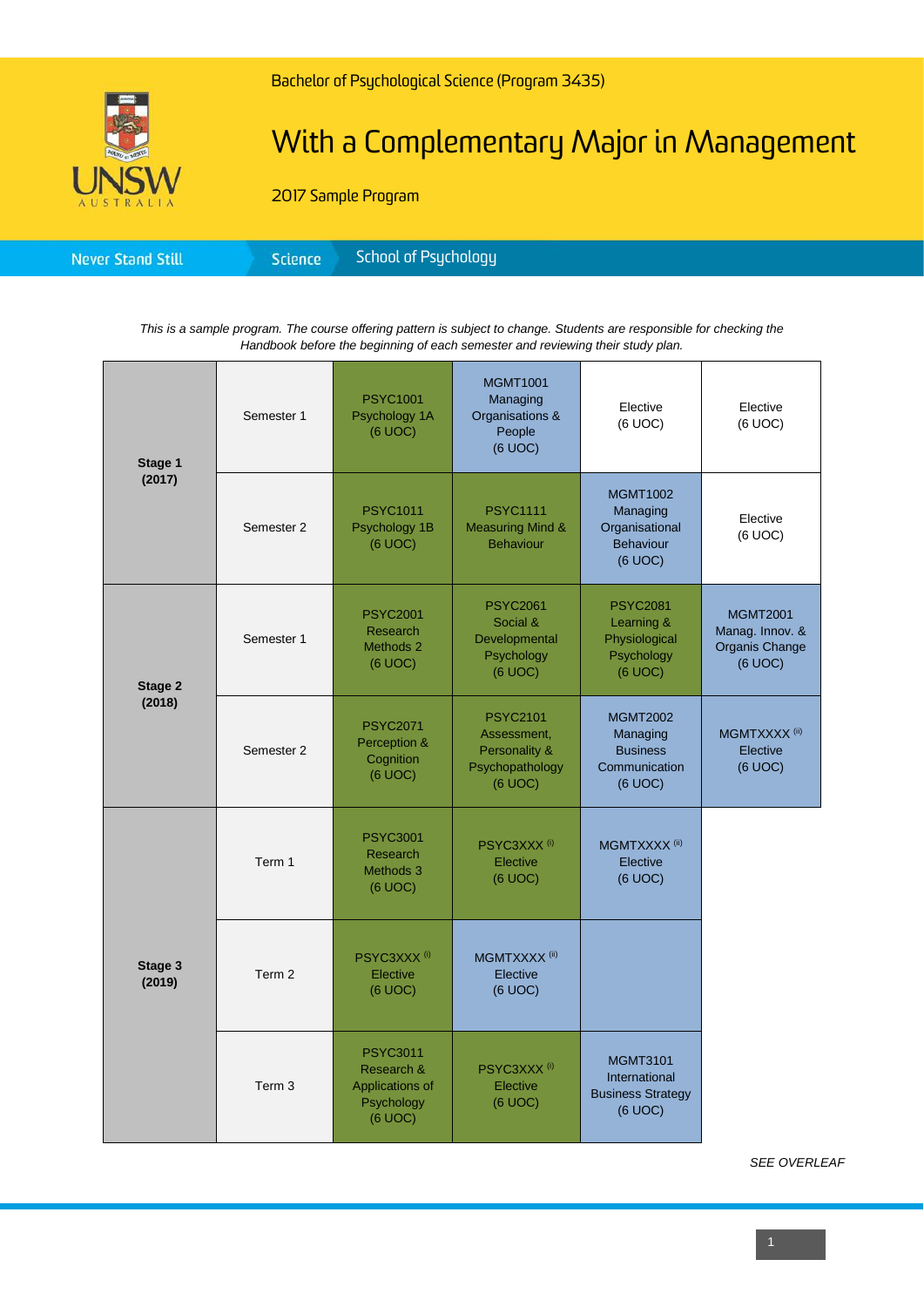Bachelor of Psychological Science (Program 3435)

# With a Complementary Major in Management

2017 Sample Program

Never Stand Still | Science | School of Psychology

*This is a sample program. The course offering pattern is subject to change. Students are responsible for checking the Handbook before the beginning of each semester and reviewing their study plan.*

| | | | | | |
|---|---|---|---|---|---|
| **Stage 1 (2017)** | Semester 1 | PSYC1001 Psychology 1A (6 UOC) | MGMT1001 Managing Organisations & People (6 UOC) | Elective (6 UOC) | Elective (6 UOC) |
| | Semester 2 | PSYC1011 Psychology 1B (6 UOC) | PSYC1111 Measuring Mind & Behaviour | MGMT1002 Managing Organisational Behaviour (6 UOC) | Elective (6 UOC) |
| **Stage 2 (2018)** | Semester 1 | PSYC2001 Research Methods 2 (6 UOC) | PSYC2061 Social & Developmental Psychology (6 UOC) | PSYC2081 Learning & Physiological Psychology (6 UOC) | MGMT2001 Manag. Innov. & Organis Change (6 UOC) |
| | Semester 2 | PSYC2071 Perception & Cognition (6 UOC) | PSYC2101 Assessment, Personality & Psychopathology (6 UOC) | MGMT2002 Managing Business Communication (6 UOC) | MGMTXXXX [(ii)] Elective (6 UOC) |
| **Stage 3 (2019)** | Term 1 | PSYC3001 Research Methods 3 (6 UOC) | PSYC3XXX [(i)] Elective (6 UOC) | MGMTXXXX [(ii)] Elective (6 UOC) | |
| | Term 2 | PSYC3XXX [(i)] Elective (6 UOC) | MGMTXXXX [(ii)] Elective (6 UOC) | | |
| | Term 3 | PSYC3011 Research & Applications of Psychology (6 UOC) | PSYC3XXX [(i)] Elective (6 UOC) | MGMT3101 International Business Strategy (6 UOC) | |

*SEE OVERLEAF*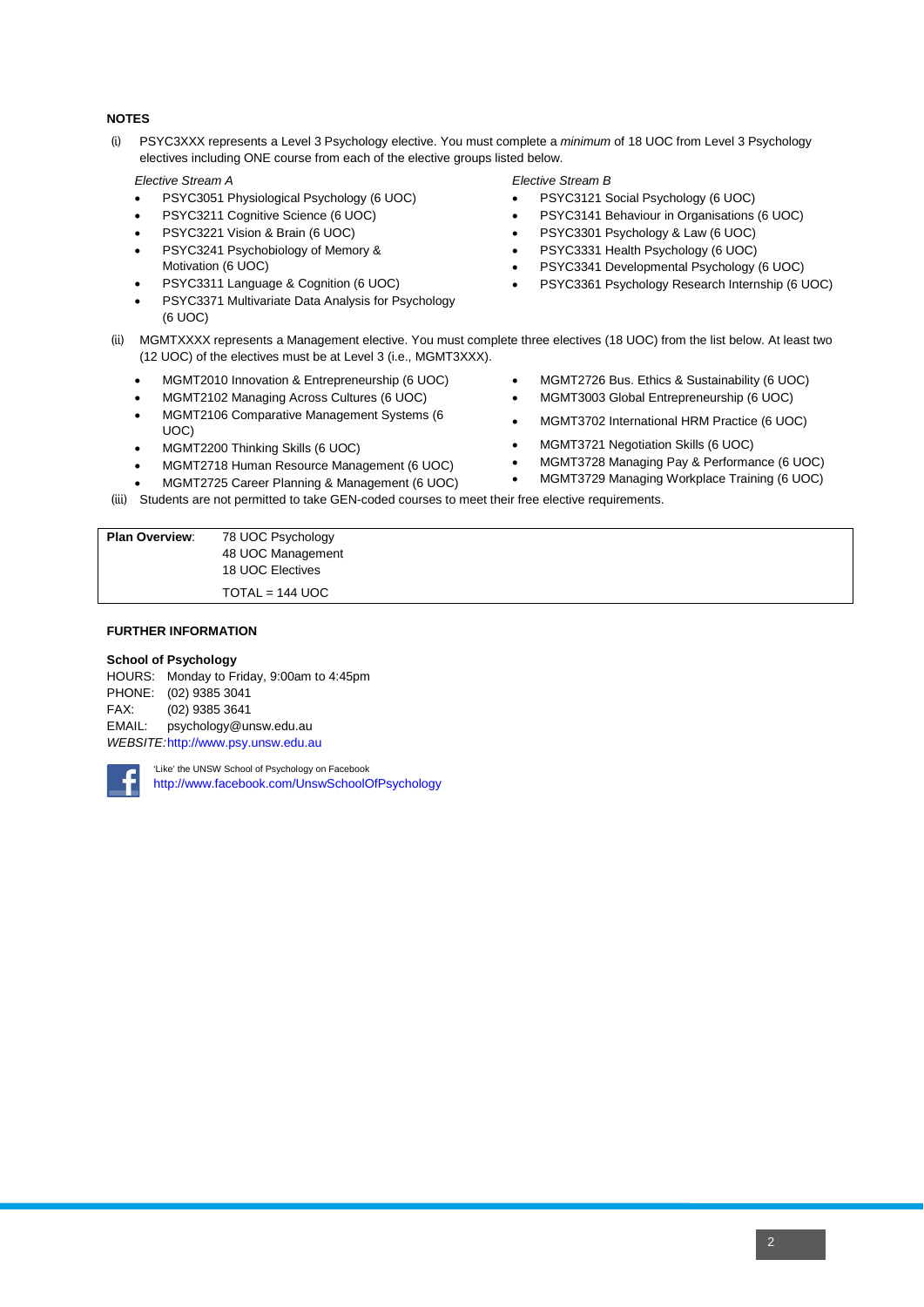**NOTES**

(i) PSYC3XXX represents a Level 3 Psychology elective. You must complete a *minimum* of 18 UOC from Level 3 Psychology electives including ONE course from each of the elective groups listed below.

*Elective Stream A*

- PSYC3051 Physiological Psychology (6 UOC)
- PSYC3211 Cognitive Science (6 UOC)
- PSYC3221 Vision & Brain (6 UOC)
- PSYC3241 Psychobiology of Memory & Motivation (6 UOC)
- PSYC3311 Language & Cognition (6 UOC)
- PSYC3371 Multivariate Data Analysis for Psychology (6 UOC)

*Elective Stream B*

- PSYC3121 Social Psychology (6 UOC)
- PSYC3141 Behaviour in Organisations (6 UOC)
- PSYC3301 Psychology & Law (6 UOC)
- PSYC3331 Health Psychology (6 UOC)
- PSYC3341 Developmental Psychology (6 UOC)
- PSYC3361 Psychology Research Internship (6 UOC)

(ii) MGMTXXXX represents a Management elective. You must complete three electives (18 UOC) from the list below. At least two (12 UOC) of the electives must be at Level 3 (i.e., MGMT3XXX).

- MGMT2010 Innovation & Entrepreneurship (6 UOC)
- MGMT2102 Managing Across Cultures (6 UOC)
- MGMT2106 Comparative Management Systems (6 UOC)
- MGMT2200 Thinking Skills (6 UOC)
- MGMT2718 Human Resource Management (6 UOC)
- MGMT2725 Career Planning & Management (6 UOC)
- MGMT2726 Bus. Ethics & Sustainability (6 UOC)
- MGMT3003 Global Entrepreneurship (6 UOC)
- MGMT3702 International HRM Practice (6 UOC)
- MGMT3721 Negotiation Skills (6 UOC)
- MGMT3728 Managing Pay & Performance (6 UOC)
- MGMT3729 Managing Workplace Training (6 UOC)

(iii) Students are not permitted to take GEN-coded courses to meet their free elective requirements.

| | |
|---|---|
| **Plan Overview**: | 78 UOC Psychology<br>48 UOC Management<br>18 UOC Electives<br>TOTAL = 144 UOC |

**FURTHER INFORMATION**

**School of Psychology**
HOURS: Monday to Friday, 9:00am to 4:45pm
PHONE: (02) 9385 3041
FAX: (02) 9385 3641
EMAIL: psychology@unsw.edu.au
*WEBSITE:* http://www.psy.unsw.edu.au

'Like' the UNSW School of Psychology on Facebook
http://www.facebook.com/UnswSchoolOfPsychology